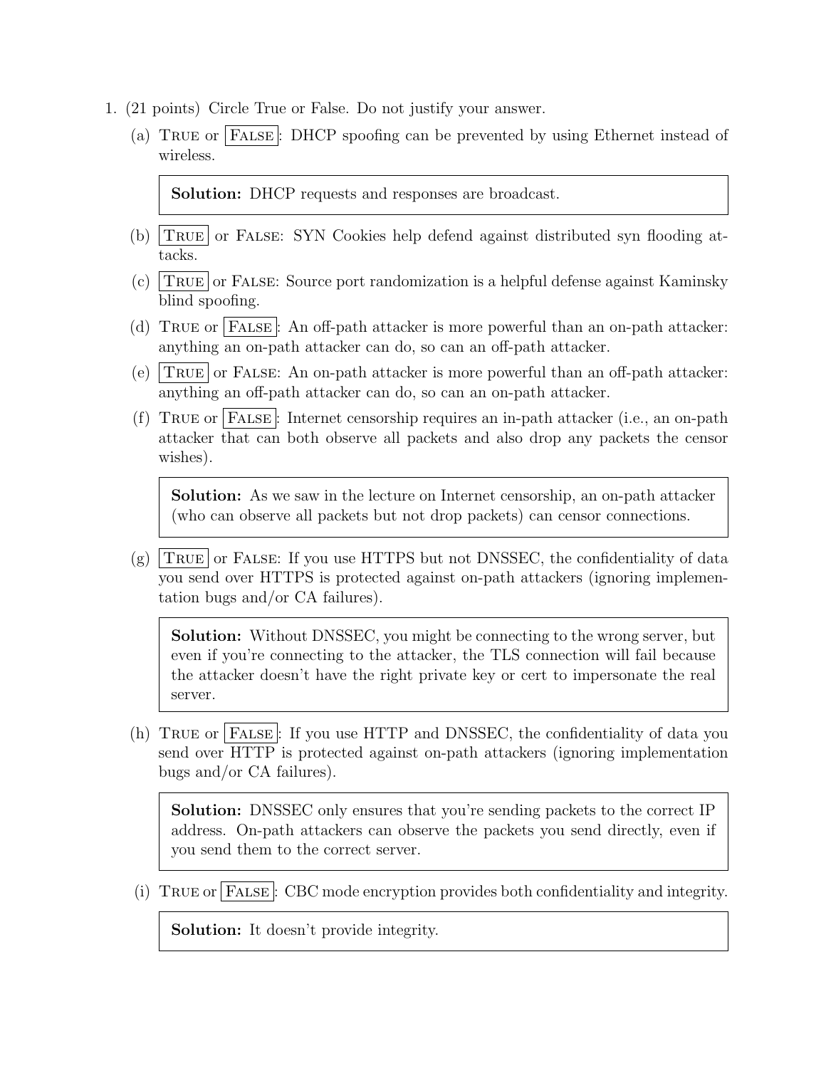1. (21 points) Circle True or False. Do not justify your answer.

   (a) TRUE or **FALSE**: DHCP spoofing can be prevented by using Ethernet instead of wireless.

   > **Solution:** DHCP requests and responses are broadcast.

   (b) **TRUE** or FALSE: SYN Cookies help defend against distributed syn flooding attacks.

   (c) **TRUE** or FALSE: Source port randomization is a helpful defense against Kaminsky blind spoofing.

   (d) TRUE or **FALSE**: An off-path attacker is more powerful than an on-path attacker: anything an on-path attacker can do, so can an off-path attacker.

   (e) **TRUE** or FALSE: An on-path attacker is more powerful than an off-path attacker: anything an off-path attacker can do, so can an on-path attacker.

   (f) TRUE or **FALSE**: Internet censorship requires an in-path attacker (i.e., an on-path attacker that can both observe all packets and also drop any packets the censor wishes).

   > **Solution:** As we saw in the lecture on Internet censorship, an on-path attacker (who can observe all packets but not drop packets) can censor connections.

   (g) **TRUE** or FALSE: If you use HTTPS but not DNSSEC, the confidentiality of data you send over HTTPS is protected against on-path attackers (ignoring implementation bugs and/or CA failures).

   > **Solution:** Without DNSSEC, you might be connecting to the wrong server, but even if you're connecting to the attacker, the TLS connection will fail because the attacker doesn't have the right private key or cert to impersonate the real server.

   (h) TRUE or **FALSE**: If you use HTTP and DNSSEC, the confidentiality of data you send over HTTP is protected against on-path attackers (ignoring implementation bugs and/or CA failures).

   > **Solution:** DNSSEC only ensures that you're sending packets to the correct IP address. On-path attackers can observe the packets you send directly, even if you send them to the correct server.

   (i) TRUE or **FALSE**: CBC mode encryption provides both confidentiality and integrity.

   > **Solution:** It doesn't provide integrity.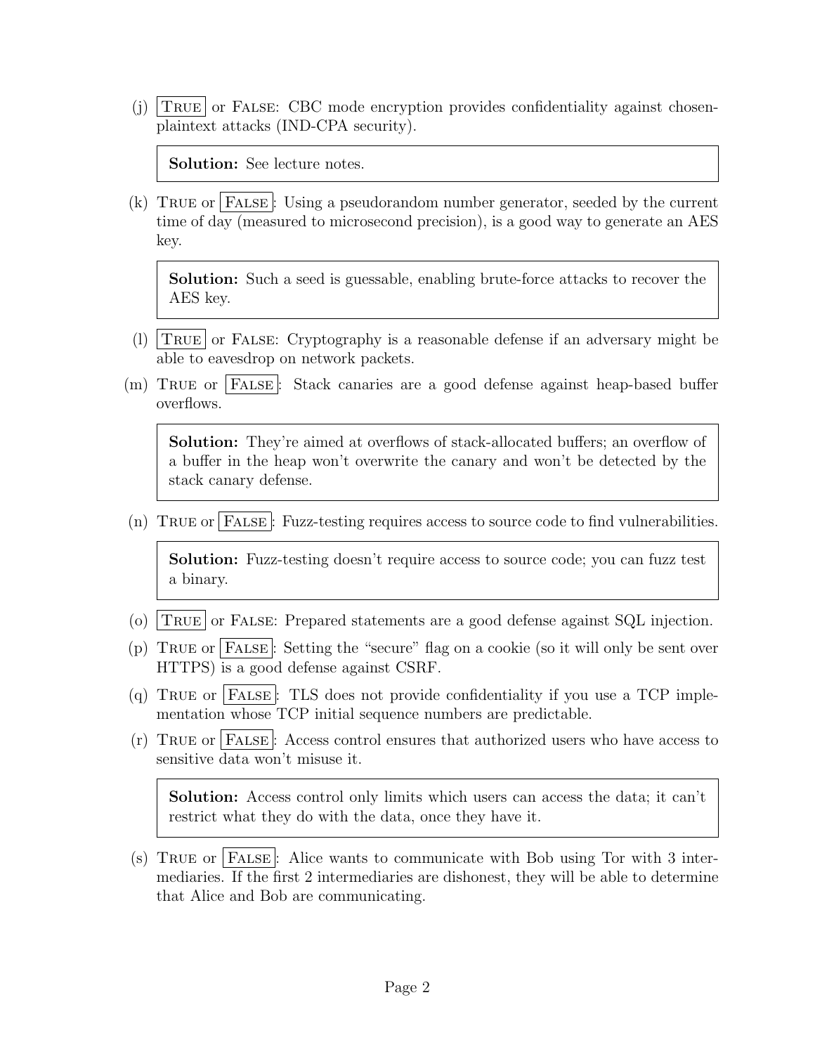(j) **TRUE** or FALSE: CBC mode encryption provides confidentiality against chosen-plaintext attacks (IND-CPA security).

> **Solution:** See lecture notes.

(k) TRUE or **FALSE**: Using a pseudorandom number generator, seeded by the current time of day (measured to microsecond precision), is a good way to generate an AES key.

> **Solution:** Such a seed is guessable, enabling brute-force attacks to recover the AES key.

(l) **TRUE** or FALSE: Cryptography is a reasonable defense if an adversary might be able to eavesdrop on network packets.

(m) TRUE or **FALSE**: Stack canaries are a good defense against heap-based buffer overflows.

> **Solution:** They're aimed at overflows of stack-allocated buffers; an overflow of a buffer in the heap won't overwrite the canary and won't be detected by the stack canary defense.

(n) TRUE or **FALSE**: Fuzz-testing requires access to source code to find vulnerabilities.

> **Solution:** Fuzz-testing doesn't require access to source code; you can fuzz test a binary.

(o) **TRUE** or FALSE: Prepared statements are a good defense against SQL injection.

(p) TRUE or **FALSE**: Setting the "secure" flag on a cookie (so it will only be sent over HTTPS) is a good defense against CSRF.

(q) TRUE or **FALSE**: TLS does not provide confidentiality if you use a TCP implementation whose TCP initial sequence numbers are predictable.

(r) TRUE or **FALSE**: Access control ensures that authorized users who have access to sensitive data won't misuse it.

> **Solution:** Access control only limits which users can access the data; it can't restrict what they do with the data, once they have it.

(s) TRUE or **FALSE**: Alice wants to communicate with Bob using Tor with 3 intermediaries. If the first 2 intermediaries are dishonest, they will be able to determine that Alice and Bob are communicating.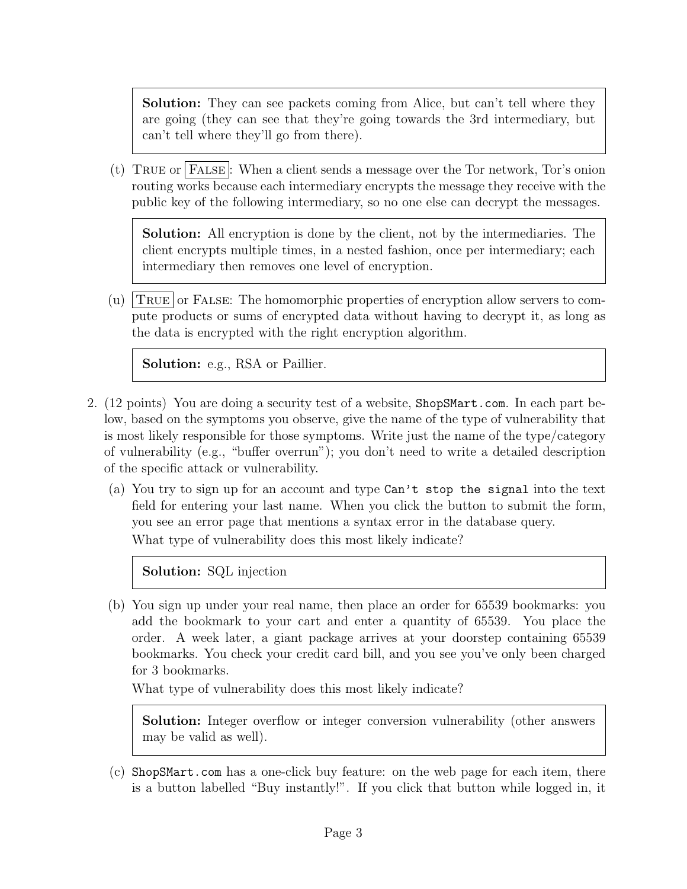**Solution:** They can see packets coming from Alice, but can't tell where they are going (they can see that they're going towards the 3rd intermediary, but can't tell where they'll go from there).

(t) TRUE or **FALSE**: When a client sends a message over the Tor network, Tor's onion routing works because each intermediary encrypts the message they receive with the public key of the following intermediary, so no one else can decrypt the messages.

**Solution:** All encryption is done by the client, not by the intermediaries. The client encrypts multiple times, in a nested fashion, once per intermediary; each intermediary then removes one level of encryption.

(u) **TRUE** or FALSE: The homomorphic properties of encryption allow servers to compute products or sums of encrypted data without having to decrypt it, as long as the data is encrypted with the right encryption algorithm.

**Solution:** e.g., RSA or Paillier.

2. (12 points) You are doing a security test of a website, `ShopSMart.com`. In each part below, based on the symptoms you observe, give the name of the type of vulnerability that is most likely responsible for those symptoms. Write just the name of the type/category of vulnerability (e.g., "buffer overrun"); you don't need to write a detailed description of the specific attack or vulnerability.

   (a) You try to sign up for an account and type `Can't stop the signal` into the text field for entering your last name. When you click the button to submit the form, you see an error page that mentions a syntax error in the database query.
   What type of vulnerability does this most likely indicate?

   **Solution:** SQL injection

   (b) You sign up under your real name, then place an order for 65539 bookmarks: you add the bookmark to your cart and enter a quantity of 65539. You place the order. A week later, a giant package arrives at your doorstep containing 65539 bookmarks. You check your credit card bill, and you see you've only been charged for 3 bookmarks.
   What type of vulnerability does this most likely indicate?

   **Solution:** Integer overflow or integer conversion vulnerability (other answers may be valid as well).

   (c) `ShopSMart.com` has a one-click buy feature: on the web page for each item, there is a button labelled "Buy instantly!". If you click that button while logged in, it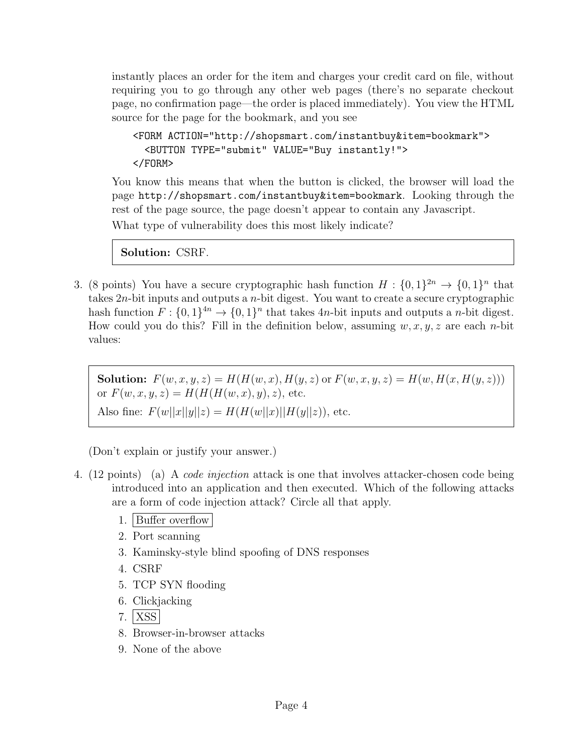instantly places an order for the item and charges your credit card on file, without requiring you to go through any other web pages (there's no separate checkout page, no confirmation page—the order is placed immediately). You view the HTML source for the page for the bookmark, and you see

```
<FORM ACTION="http://shopsmart.com/instantbuy&item=bookmark">
  <BUTTON TYPE="submit" VALUE="Buy instantly!">
</FORM>
```

You know this means that when the button is clicked, the browser will load the page `http://shopsmart.com/instantbuy&item=bookmark`. Looking through the rest of the page source, the page doesn't appear to contain any Javascript.

What type of vulnerability does this most likely indicate?

> **Solution:** CSRF.

3. (8 points) You have a secure cryptographic hash function $H : \{0,1\}^{2n} \to \{0,1\}^n$ that takes $2n$-bit inputs and outputs a $n$-bit digest. You want to create a secure cryptographic hash function $F : \{0,1\}^{4n} \to \{0,1\}^n$ that takes $4n$-bit inputs and outputs a $n$-bit digest. How could you do this? Fill in the definition below, assuming $w, x, y, z$ are each $n$-bit values:

> **Solution:** $F(w,x,y,z) = H(H(w,x), H(y,z)$ or $F(w,x,y,z) = H(w, H(x, H(y,z)))$ or $F(w,x,y,z) = H(H(H(w,x),y),z)$, etc.
>
> Also fine: $F(w||x||y||z) = H(H(w||x)||H(y||z))$, etc.

(Don't explain or justify your answer.)

4. (12 points) (a) A *code injection* attack is one that involves attacker-chosen code being introduced into an application and then executed. Which of the following attacks are a form of code injection attack? Circle all that apply.

   1. **[Buffer overflow]**
   2. Port scanning
   3. Kaminsky-style blind spoofing of DNS responses
   4. CSRF
   5. TCP SYN flooding
   6. Clickjacking
   7. **[XSS]**
   8. Browser-in-browser attacks
   9. None of the above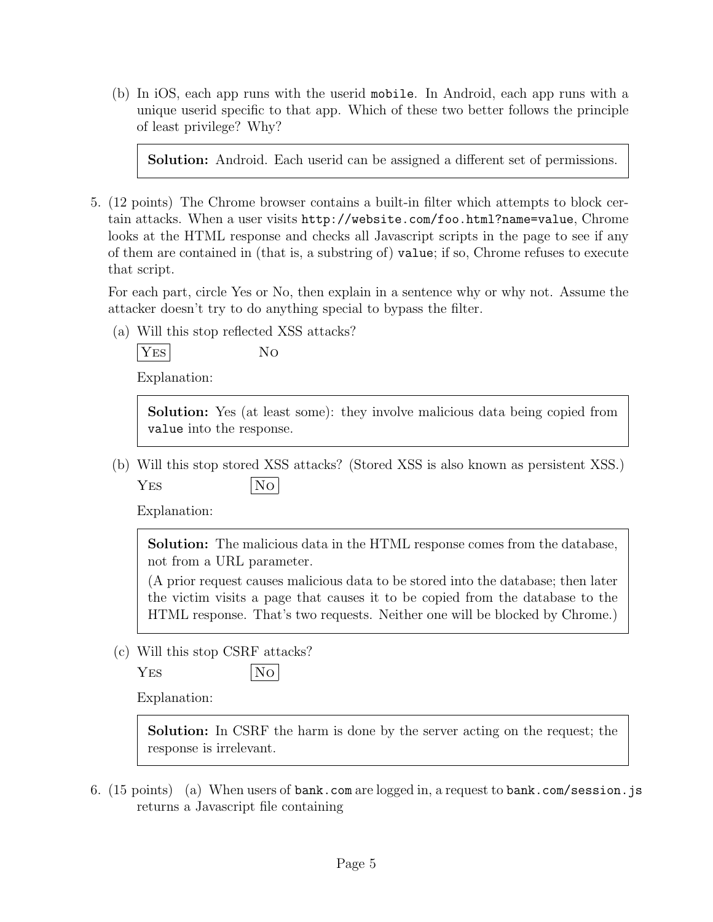(b) In iOS, each app runs with the userid `mobile`. In Android, each app runs with a unique userid specific to that app. Which of these two better follows the principle of least privilege? Why?

> **Solution:** Android. Each userid can be assigned a different set of permissions.

5. (12 points) The Chrome browser contains a built-in filter which attempts to block certain attacks. When a user visits `http://website.com/foo.html?name=value`, Chrome looks at the HTML response and checks all Javascript scripts in the page to see if any of them are contained in (that is, a substring of) `value`; if so, Chrome refuses to execute that script.

   For each part, circle Yes or No, then explain in a sentence why or why not. Assume the attacker doesn't try to do anything special to bypass the filter.

   (a) Will this stop reflected XSS attacks?

   **[YES]** NO

   Explanation:

   > **Solution:** Yes (at least some): they involve malicious data being copied from `value` into the response.

   (b) Will this stop stored XSS attacks? (Stored XSS is also known as persistent XSS.)

   YES **[NO]**

   Explanation:

   > **Solution:** The malicious data in the HTML response comes from the database, not from a URL parameter.
   >
   > (A prior request causes malicious data to be stored into the database; then later the victim visits a page that causes it to be copied from the database to the HTML response. That's two requests. Neither one will be blocked by Chrome.)

   (c) Will this stop CSRF attacks?

   YES **[NO]**

   Explanation:

   > **Solution:** In CSRF the harm is done by the server acting on the request; the response is irrelevant.

6. (15 points) (a) When users of `bank.com` are logged in, a request to `bank.com/session.js` returns a Javascript file containing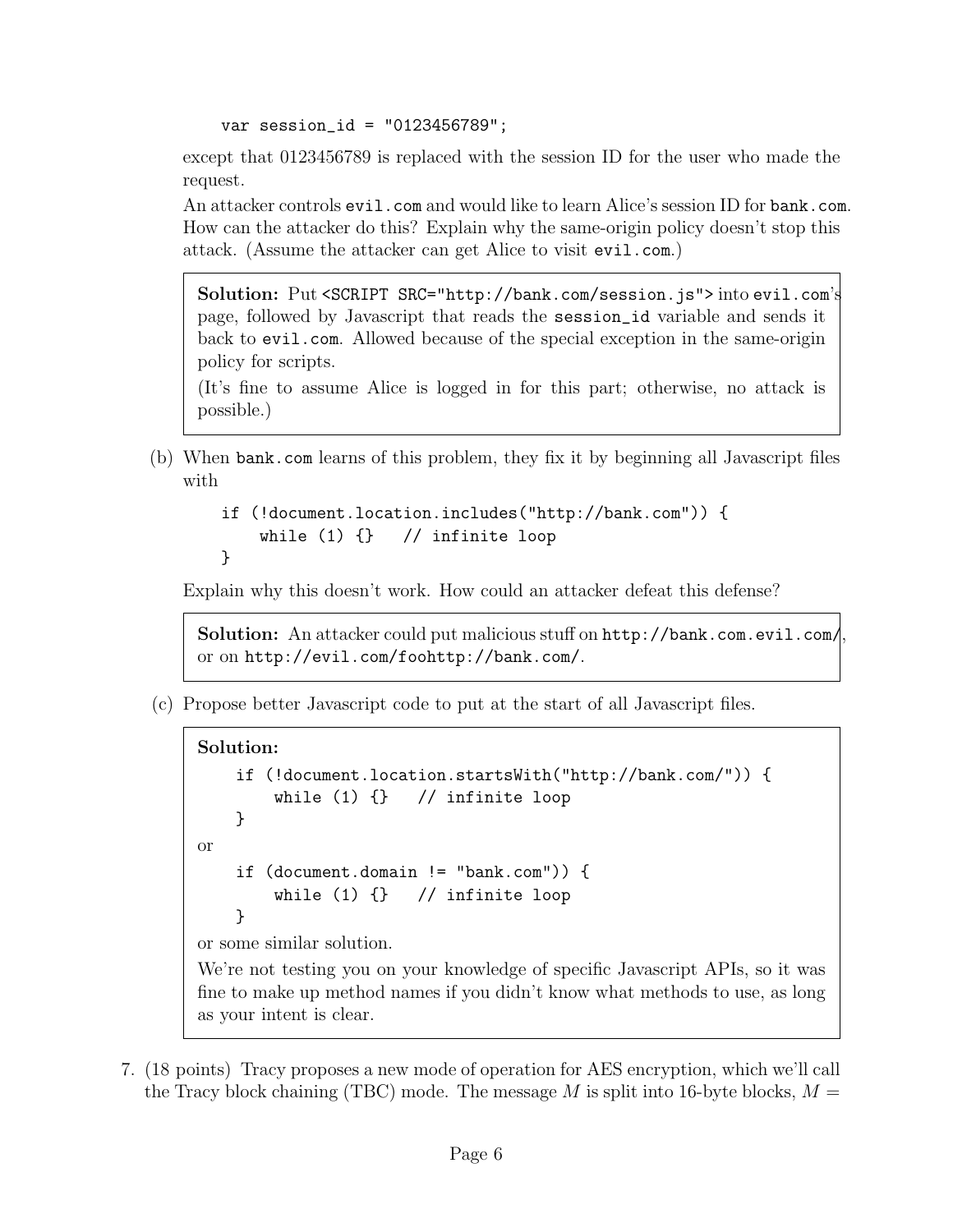```
var session_id = "0123456789";
```

except that 0123456789 is replaced with the session ID for the user who made the request.

An attacker controls `evil.com` and would like to learn Alice's session ID for `bank.com`. How can the attacker do this? Explain why the same-origin policy doesn't stop this attack. (Assume the attacker can get Alice to visit `evil.com`.)

> **Solution:** Put `<SCRIPT SRC="http://bank.com/session.js">` into `evil.com`'s page, followed by Javascript that reads the `session_id` variable and sends it back to `evil.com`. Allowed because of the special exception in the same-origin policy for scripts.
>
> (It's fine to assume Alice is logged in for this part; otherwise, no attack is possible.)

(b) When `bank.com` learns of this problem, they fix it by beginning all Javascript files with

```
if (!document.location.includes("http://bank.com")) {
    while (1) {}   // infinite loop
}
```

Explain why this doesn't work. How could an attacker defeat this defense?

> **Solution:** An attacker could put malicious stuff on `http://bank.com.evil.com/`, or on `http://evil.com/foohttp://bank.com/`.

(c) Propose better Javascript code to put at the start of all Javascript files.

> **Solution:**
>
> ```
> if (!document.location.startsWith("http://bank.com/")) {
>     while (1) {}   // infinite loop
> }
> ```
>
> or
>
> ```
> if (document.domain != "bank.com")) {
>     while (1) {}   // infinite loop
> }
> ```
>
> or some similar solution.
>
> We're not testing you on your knowledge of specific Javascript APIs, so it was fine to make up method names if you didn't know what methods to use, as long as your intent is clear.

7. (18 points) Tracy proposes a new mode of operation for AES encryption, which we'll call the Tracy block chaining (TBC) mode. The message $M$ is split into 16-byte blocks, $M =$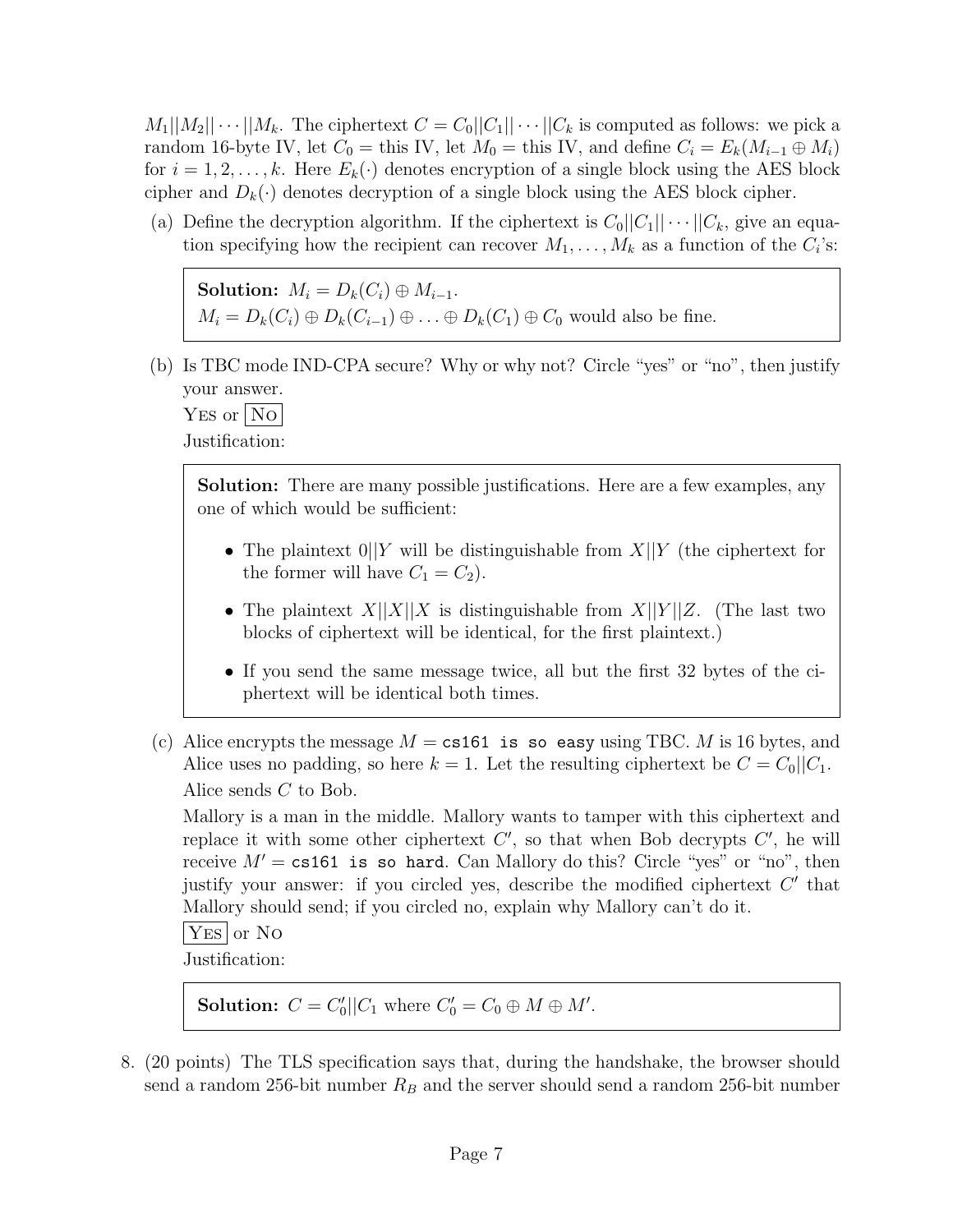$M_1||M_2||\cdots||M_k$. The ciphertext $C = C_0||C_1||\cdots||C_k$ is computed as follows: we pick a random 16-byte IV, let $C_0 =$ this IV, let $M_0 =$ this IV, and define $C_i = E_k(M_{i-1} \oplus M_i)$ for $i = 1, 2, \ldots, k$. Here $E_k(\cdot)$ denotes encryption of a single block using the AES block cipher and $D_k(\cdot)$ denotes decryption of a single block using the AES block cipher.

(a) Define the decryption algorithm. If the ciphertext is $C_0||C_1||\cdots||C_k$, give an equation specifying how the recipient can recover $M_1, \ldots, M_k$ as a function of the $C_i$'s:

> **Solution:** $M_i = D_k(C_i) \oplus M_{i-1}$.
> $M_i = D_k(C_i) \oplus D_k(C_{i-1}) \oplus \ldots \oplus D_k(C_1) \oplus C_0$ would also be fine.

(b) Is TBC mode IND-CPA secure? Why or why not? Circle "yes" or "no", then justify your answer.

YES or **[NO]**

Justification:

> **Solution:** There are many possible justifications. Here are a few examples, any one of which would be sufficient:
>
> - The plaintext $0||Y$ will be distinguishable from $X||Y$ (the ciphertext for the former will have $C_1 = C_2$).
> - The plaintext $X||X||X$ is distinguishable from $X||Y||Z$. (The last two blocks of ciphertext will be identical, for the first plaintext.)
> - If you send the same message twice, all but the first 32 bytes of the ciphertext will be identical both times.

(c) Alice encrypts the message $M =$ `cs161 is so easy` using TBC. $M$ is 16 bytes, and Alice uses no padding, so here $k = 1$. Let the resulting ciphertext be $C = C_0||C_1$. Alice sends $C$ to Bob.

Mallory is a man in the middle. Mallory wants to tamper with this ciphertext and replace it with some other ciphertext $C'$, so that when Bob decrypts $C'$, he will receive $M' =$ `cs161 is so hard`. Can Mallory do this? Circle "yes" or "no", then justify your answer: if you circled yes, describe the modified ciphertext $C'$ that Mallory should send; if you circled no, explain why Mallory can't do it.

**[YES]** or NO

Justification:

> **Solution:** $C = C_0'||C_1$ where $C_0' = C_0 \oplus M \oplus M'$.

8. (20 points) The TLS specification says that, during the handshake, the browser should send a random 256-bit number $R_B$ and the server should send a random 256-bit number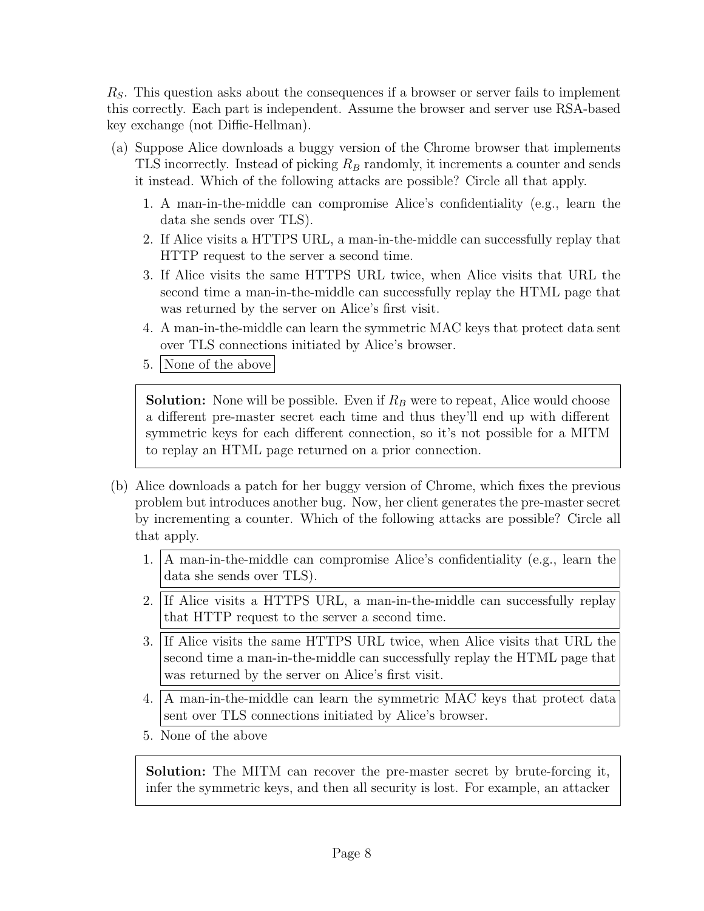$R_S$. This question asks about the consequences if a browser or server fails to implement this correctly. Each part is independent. Assume the browser and server use RSA-based key exchange (not Diffie-Hellman).

(a) Suppose Alice downloads a buggy version of the Chrome browser that implements TLS incorrectly. Instead of picking $R_B$ randomly, it increments a counter and sends it instead. Which of the following attacks are possible? Circle all that apply.

1. A man-in-the-middle can compromise Alice's confidentiality (e.g., learn the data she sends over TLS).
2. If Alice visits a HTTPS URL, a man-in-the-middle can successfully replay that HTTP request to the server a second time.
3. If Alice visits the same HTTPS URL twice, when Alice visits that URL the second time a man-in-the-middle can successfully replay the HTML page that was returned by the server on Alice's first visit.
4. A man-in-the-middle can learn the symmetric MAC keys that protect data sent over TLS connections initiated by Alice's browser.
5. **[None of the above]**

> **Solution:** None will be possible. Even if $R_B$ were to repeat, Alice would choose a different pre-master secret each time and thus they'll end up with different symmetric keys for each different connection, so it's not possible for a MITM to replay an HTML page returned on a prior connection.

(b) Alice downloads a patch for her buggy version of Chrome, which fixes the previous problem but introduces another bug. Now, her client generates the pre-master secret by incrementing a counter. Which of the following attacks are possible? Circle all that apply.

1. **[A man-in-the-middle can compromise Alice's confidentiality (e.g., learn the data she sends over TLS).]**
2. **[If Alice visits a HTTPS URL, a man-in-the-middle can successfully replay that HTTP request to the server a second time.]**
3. **[If Alice visits the same HTTPS URL twice, when Alice visits that URL the second time a man-in-the-middle can successfully replay the HTML page that was returned by the server on Alice's first visit.]**
4. **[A man-in-the-middle can learn the symmetric MAC keys that protect data sent over TLS connections initiated by Alice's browser.]**
5. None of the above

> **Solution:** The MITM can recover the pre-master secret by brute-forcing it, infer the symmetric keys, and then all security is lost. For example, an attacker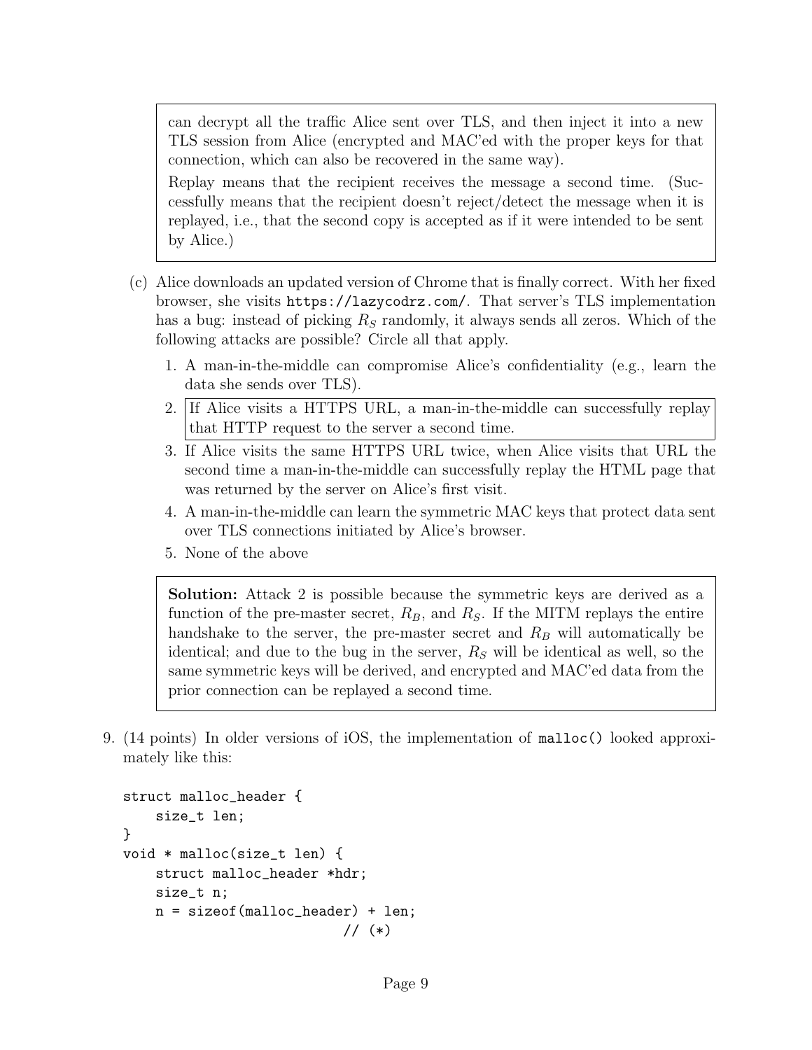can decrypt all the traffic Alice sent over TLS, and then inject it into a new TLS session from Alice (encrypted and MAC'ed with the proper keys for that connection, which can also be recovered in the same way).

Replay means that the recipient receives the message a second time. (Successfully means that the recipient doesn't reject/detect the message when it is replayed, i.e., that the second copy is accepted as if it were intended to be sent by Alice.)

(c) Alice downloads an updated version of Chrome that is finally correct. With her fixed browser, she visits `https://lazycodrz.com/`. That server's TLS implementation has a bug: instead of picking $R_S$ randomly, it always sends all zeros. Which of the following attacks are possible? Circle all that apply.

1. A man-in-the-middle can compromise Alice's confidentiality (e.g., learn the data she sends over TLS).
2. If Alice visits a HTTPS URL, a man-in-the-middle can successfully replay that HTTP request to the server a second time.
3. If Alice visits the same HTTPS URL twice, when Alice visits that URL the second time a man-in-the-middle can successfully replay the HTML page that was returned by the server on Alice's first visit.
4. A man-in-the-middle can learn the symmetric MAC keys that protect data sent over TLS connections initiated by Alice's browser.
5. None of the above

**Solution:** Attack 2 is possible because the symmetric keys are derived as a function of the pre-master secret, $R_B$, and $R_S$. If the MITM replays the entire handshake to the server, the pre-master secret and $R_B$ will automatically be identical; and due to the bug in the server, $R_S$ will be identical as well, so the same symmetric keys will be derived, and encrypted and MAC'ed data from the prior connection can be replayed a second time.

9. (14 points) In older versions of iOS, the implementation of `malloc()` looked approximately like this:

```
struct malloc_header {
    size_t len;
}
void * malloc(size_t len) {
    struct malloc_header *hdr;
    size_t n;
    n = sizeof(malloc_header) + len;
                           // (*)
```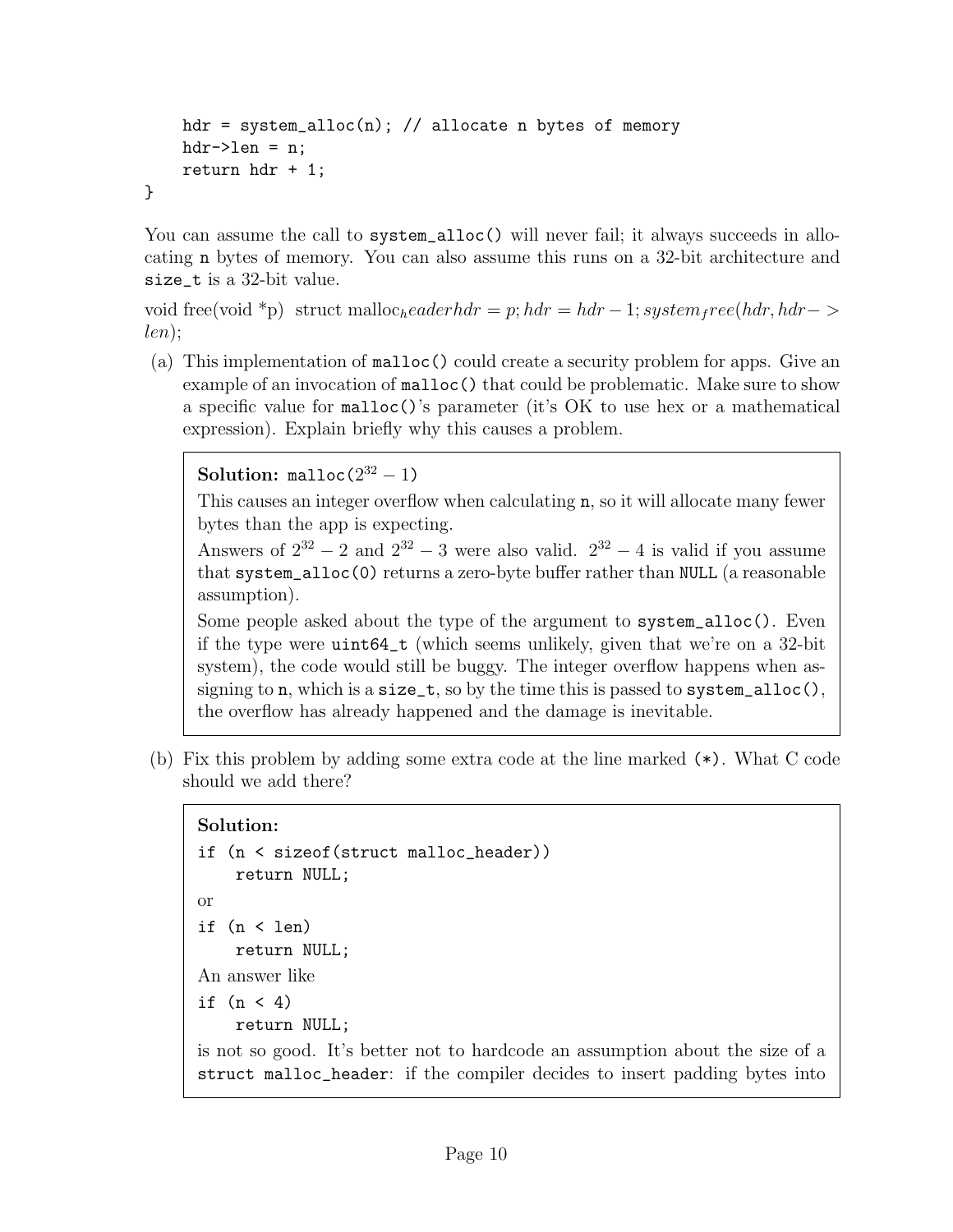```
    hdr = system_alloc(n); // allocate n bytes of memory
    hdr->len = n;
    return hdr + 1;
}
```

You can assume the call to `system_alloc()` will never fail; it always succeeds in allocating `n` bytes of memory. You can also assume this runs on a 32-bit architecture and `size_t` is a 32-bit value.

void free(void *p) struct $malloc_header hdr = p; hdr = hdr - 1; system_free(hdr, hdr- > len)$;

(a) This implementation of `malloc()` could create a security problem for apps. Give an example of an invocation of `malloc()` that could be problematic. Make sure to show a specific value for `malloc()`'s parameter (it's OK to use hex or a mathematical expression). Explain briefly why this causes a problem.

> **Solution:** `malloc(`$2^{32} - 1$`)`
>
> This causes an integer overflow when calculating `n`, so it will allocate many fewer bytes than the app is expecting.
>
> Answers of $2^{32} - 2$ and $2^{32} - 3$ were also valid. $2^{32} - 4$ is valid if you assume that `system_alloc(0)` returns a zero-byte buffer rather than `NULL` (a reasonable assumption).
>
> Some people asked about the type of the argument to `system_alloc()`. Even if the type were `uint64_t` (which seems unlikely, given that we're on a 32-bit system), the code would still be buggy. The integer overflow happens when assigning to `n`, which is a `size_t`, so by the time this is passed to `system_alloc()`, the overflow has already happened and the damage is inevitable.

(b) Fix this problem by adding some extra code at the line marked `(*)`. What C code should we add there?

> **Solution:**
>
> ```
> if (n < sizeof(struct malloc_header))
>     return NULL;
> ```
>
> or
>
> ```
> if (n < len)
>     return NULL;
> ```
>
> An answer like
>
> ```
> if (n < 4)
>     return NULL;
> ```
>
> is not so good. It's better not to hardcode an assumption about the size of a `struct malloc_header`: if the compiler decides to insert padding bytes into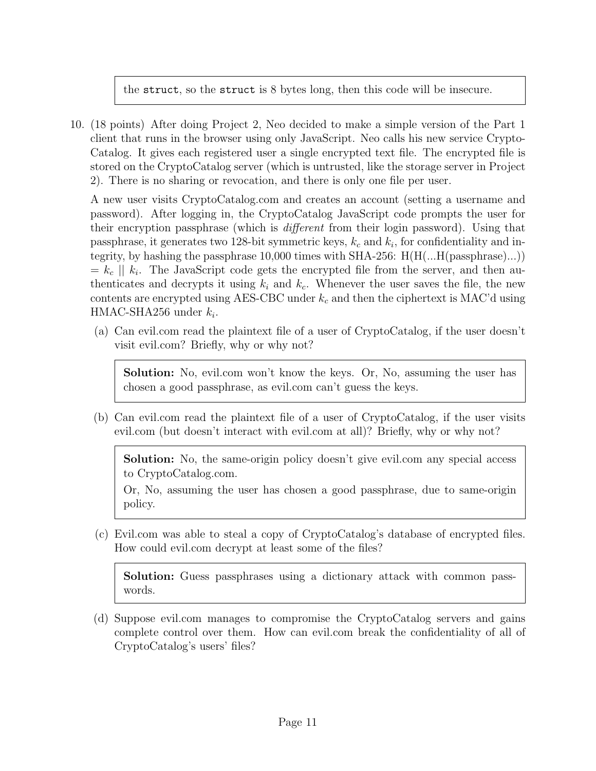the `struct`, so the `struct` is 8 bytes long, then this code will be insecure.

10. (18 points) After doing Project 2, Neo decided to make a simple version of the Part 1 client that runs in the browser using only JavaScript. Neo calls his new service CryptoCatalog. It gives each registered user a single encrypted text file. The encrypted file is stored on the CryptoCatalog server (which is untrusted, like the storage server in Project 2). There is no sharing or revocation, and there is only one file per user.

    A new user visits CryptoCatalog.com and creates an account (setting a username and password). After logging in, the CryptoCatalog JavaScript code prompts the user for their encryption passphrase (which is *different* from their login password). Using that passphrase, it generates two 128-bit symmetric keys, $k_c$ and $k_i$, for confidentiality and integrity, by hashing the passphrase 10,000 times with SHA-256: $H(H(...H(\text{passphrase})...)) = k_c \,||\, k_i$. The JavaScript code gets the encrypted file from the server, and then authenticates and decrypts it using $k_i$ and $k_c$. Whenever the user saves the file, the new contents are encrypted using AES-CBC under $k_c$ and then the ciphertext is MAC'd using HMAC-SHA256 under $k_i$.

    (a) Can evil.com read the plaintext file of a user of CryptoCatalog, if the user doesn't visit evil.com? Briefly, why or why not?

    > **Solution:** No, evil.com won't know the keys. Or, No, assuming the user has chosen a good passphrase, as evil.com can't guess the keys.

    (b) Can evil.com read the plaintext file of a user of CryptoCatalog, if the user visits evil.com (but doesn't interact with evil.com at all)? Briefly, why or why not?

    > **Solution:** No, the same-origin policy doesn't give evil.com any special access to CryptoCatalog.com.
    >
    > Or, No, assuming the user has chosen a good passphrase, due to same-origin policy.

    (c) Evil.com was able to steal a copy of CryptoCatalog's database of encrypted files. How could evil.com decrypt at least some of the files?

    > **Solution:** Guess passphrases using a dictionary attack with common passwords.

    (d) Suppose evil.com manages to compromise the CryptoCatalog servers and gains complete control over them. How can evil.com break the confidentiality of all of CryptoCatalog's users' files?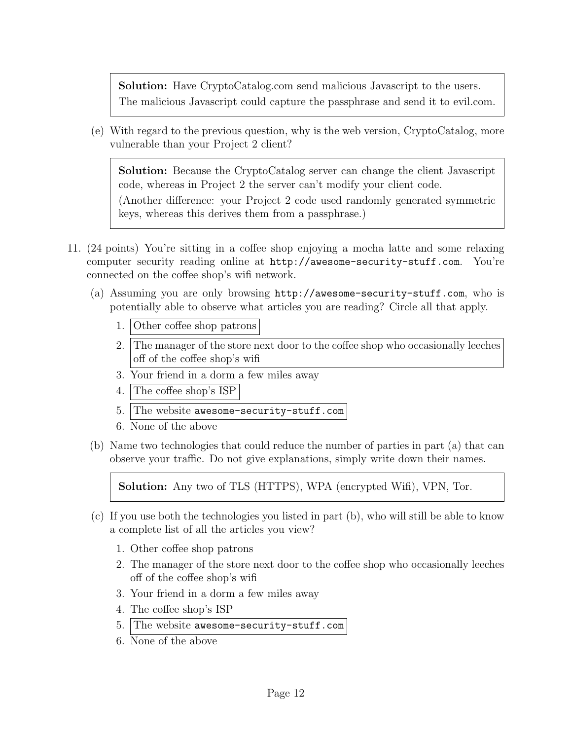**Solution:** Have CryptoCatalog.com send malicious Javascript to the users. The malicious Javascript could capture the passphrase and send it to evil.com.

(e) With regard to the previous question, why is the web version, CryptoCatalog, more vulnerable than your Project 2 client?

**Solution:** Because the CryptoCatalog server can change the client Javascript code, whereas in Project 2 the server can't modify your client code.

(Another difference: your Project 2 code used randomly generated symmetric keys, whereas this derives them from a passphrase.)

11. (24 points) You're sitting in a coffee shop enjoying a mocha latte and some relaxing computer security reading online at `http://awesome-security-stuff.com`. You're connected on the coffee shop's wifi network.

(a) Assuming you are only browsing `http://awesome-security-stuff.com`, who is potentially able to observe what articles you are reading? Circle all that apply.

1. [Other coffee shop patrons]
2. [The manager of the store next door to the coffee shop who occasionally leeches off of the coffee shop's wifi]
3. Your friend in a dorm a few miles away
4. [The coffee shop's ISP]
5. [The website `awesome-security-stuff.com`]
6. None of the above

(b) Name two technologies that could reduce the number of parties in part (a) that can observe your traffic. Do not give explanations, simply write down their names.

**Solution:** Any two of TLS (HTTPS), WPA (encrypted Wifi), VPN, Tor.

(c) If you use both the technologies you listed in part (b), who will still be able to know a complete list of all the articles you view?

1. Other coffee shop patrons
2. The manager of the store next door to the coffee shop who occasionally leeches off of the coffee shop's wifi
3. Your friend in a dorm a few miles away
4. The coffee shop's ISP
5. [The website `awesome-security-stuff.com`]
6. None of the above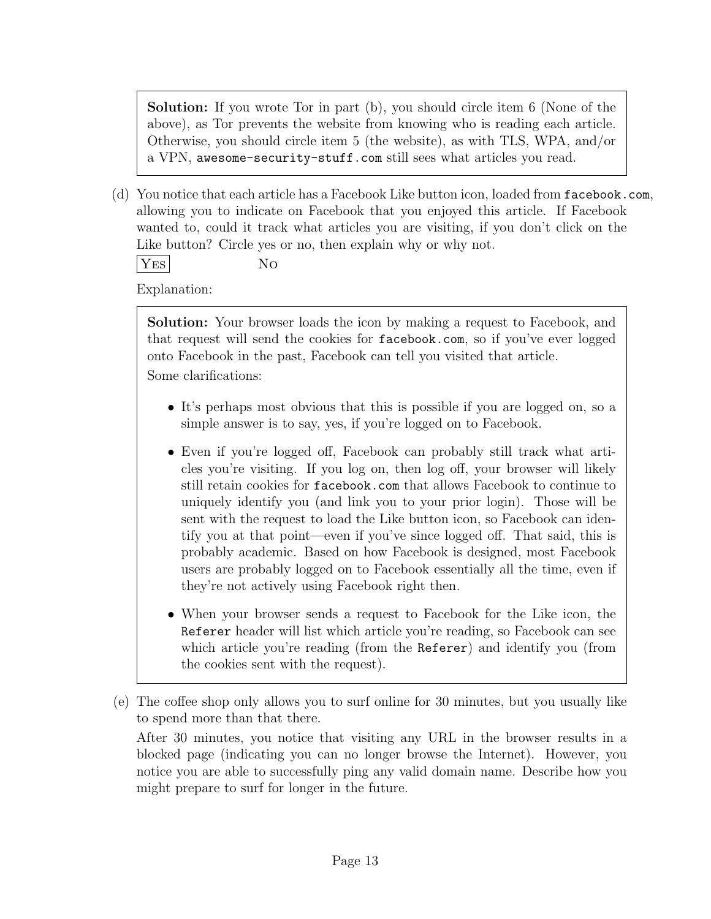**Solution:** If you wrote Tor in part (b), you should circle item 6 (None of the above), as Tor prevents the website from knowing who is reading each article. Otherwise, you should circle item 5 (the website), as with TLS, WPA, and/or a VPN, `awesome-security-stuff.com` still sees what articles you read.

(d) You notice that each article has a Facebook Like button icon, loaded from `facebook.com`, allowing you to indicate on Facebook that you enjoyed this article. If Facebook wanted to, could it track what articles you are visiting, if you don't click on the Like button? Circle yes or no, then explain why or why not.

**[Yes]** No

Explanation:

**Solution:** Your browser loads the icon by making a request to Facebook, and that request will send the cookies for `facebook.com`, so if you've ever logged onto Facebook in the past, Facebook can tell you visited that article.

Some clarifications:

- It's perhaps most obvious that this is possible if you are logged on, so a simple answer is to say, yes, if you're logged on to Facebook.
- Even if you're logged off, Facebook can probably still track what articles you're visiting. If you log on, then log off, your browser will likely still retain cookies for `facebook.com` that allows Facebook to continue to uniquely identify you (and link you to your prior login). Those will be sent with the request to load the Like button icon, so Facebook can identify you at that point—even if you've since logged off. That said, this is probably academic. Based on how Facebook is designed, most Facebook users are probably logged on to Facebook essentially all the time, even if they're not actively using Facebook right then.
- When your browser sends a request to Facebook for the Like icon, the `Referer` header will list which article you're reading, so Facebook can see which article you're reading (from the `Referer`) and identify you (from the cookies sent with the request).

(e) The coffee shop only allows you to surf online for 30 minutes, but you usually like to spend more than that there.

After 30 minutes, you notice that visiting any URL in the browser results in a blocked page (indicating you can no longer browse the Internet). However, you notice you are able to successfully ping any valid domain name. Describe how you might prepare to surf for longer in the future.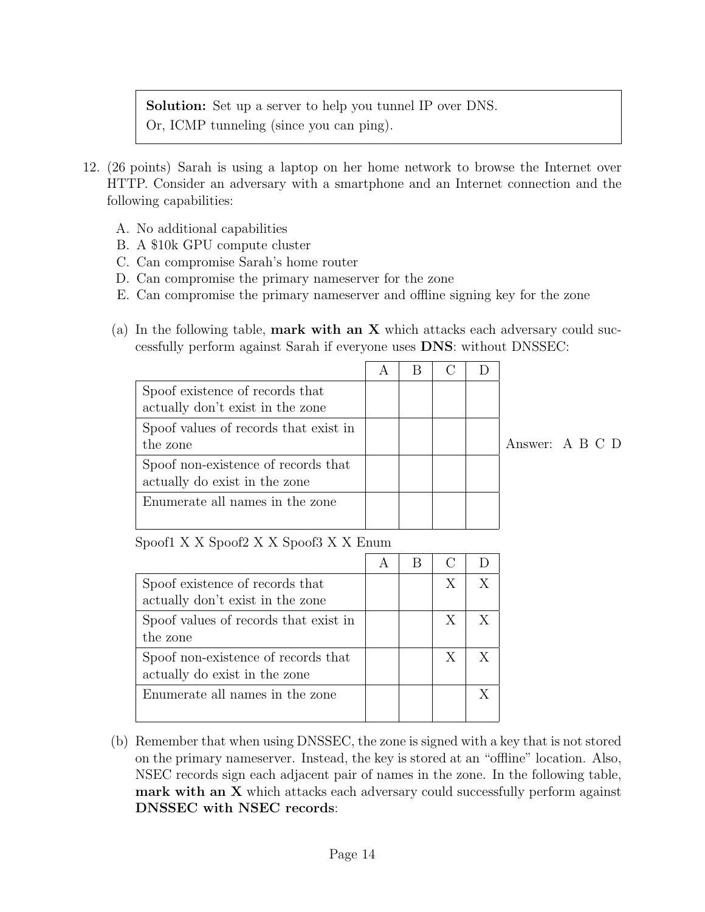**Solution:** Set up a server to help you tunnel IP over DNS.
Or, ICMP tunneling (since you can ping).

12. (26 points) Sarah is using a laptop on her home network to browse the Internet over HTTP. Consider an adversary with a smartphone and an Internet connection and the following capabilities:

    A. No additional capabilities
    B. A $10k GPU compute cluster
    C. Can compromise Sarah's home router
    D. Can compromise the primary nameserver for the zone
    E. Can compromise the primary nameserver and offline signing key for the zone

    (a) In the following table, **mark with an X** which attacks each adversary could successfully perform against Sarah if everyone uses **DNS**: without DNSSEC:

| | A | B | C | D |
|---|---|---|---|---|
| Spoof existence of records that actually don't exist in the zone | | | | |
| Spoof values of records that exist in the zone | | | | |
| Spoof non-existence of records that actually do exist in the zone | | | | |
| Enumerate all names in the zone | | | | |

Answer: A B C D

Spoof1 X X Spoof2 X X Spoof3 X X Enum

| | A | B | C | D |
|---|---|---|---|---|
| Spoof existence of records that actually don't exist in the zone | | | X | X |
| Spoof values of records that exist in the zone | | | X | X |
| Spoof non-existence of records that actually do exist in the zone | | | X | X |
| Enumerate all names in the zone | | | | X |

   (b) Remember that when using DNSSEC, the zone is signed with a key that is not stored on the primary nameserver. Instead, the key is stored at an "offline" location. Also, NSEC records sign each adjacent pair of names in the zone. In the following table, **mark with an X** which attacks each adversary could successfully perform against **DNSSEC with NSEC records**: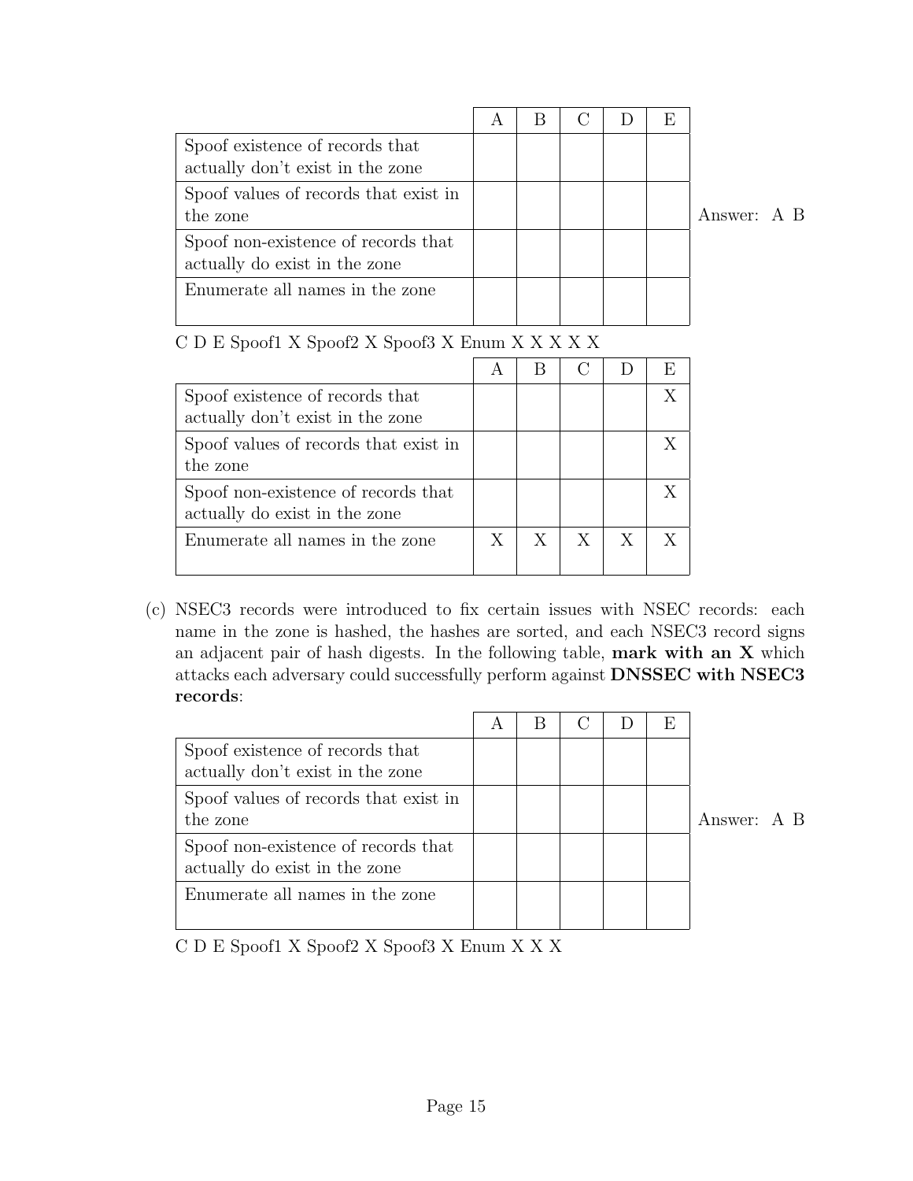| | A | B | C | D | E |
|---|---|---|---|---|---|
| Spoof existence of records that actually don't exist in the zone | | | | | |
| Spoof values of records that exist in the zone | | | | | |
| Spoof non-existence of records that actually do exist in the zone | | | | | |
| Enumerate all names in the zone | | | | | |

Answer: A B

C D E Spoof1 X Spoof2 X Spoof3 X Enum X X X X X

| | A | B | C | D | E |
|---|---|---|---|---|---|
| Spoof existence of records that actually don't exist in the zone | | | | | X |
| Spoof values of records that exist in the zone | | | | | X |
| Spoof non-existence of records that actually do exist in the zone | | | | | X |
| Enumerate all names in the zone | X | X | X | X | X |

(c) NSEC3 records were introduced to fix certain issues with NSEC records: each name in the zone is hashed, the hashes are sorted, and each NSEC3 record signs an adjacent pair of hash digests. In the following table, **mark with an X** which attacks each adversary could successfully perform against **DNSSEC with NSEC3 records**:

| | A | B | C | D | E |
|---|---|---|---|---|---|
| Spoof existence of records that actually don't exist in the zone | | | | | |
| Spoof values of records that exist in the zone | | | | | |
| Spoof non-existence of records that actually do exist in the zone | | | | | |
| Enumerate all names in the zone | | | | | |

Answer: A B

C D E Spoof1 X Spoof2 X Spoof3 X Enum X X X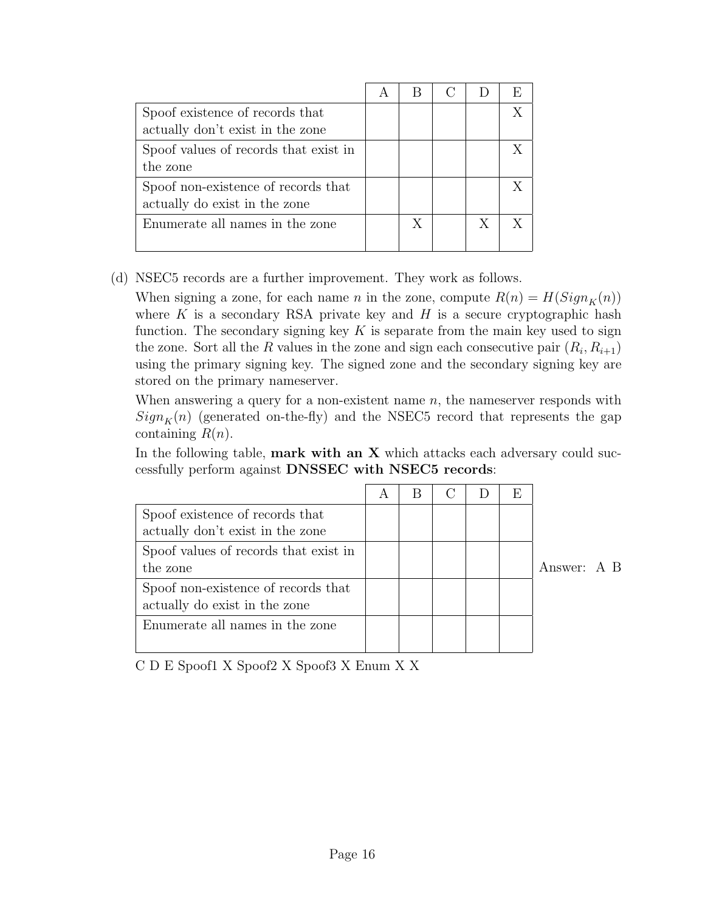| | A | B | C | D | E |
|---|---|---|---|---|---|
| Spoof existence of records that actually don't exist in the zone | | | | | X |
| Spoof values of records that exist in the zone | | | | | X |
| Spoof non-existence of records that actually do exist in the zone | | | | | X |
| Enumerate all names in the zone | | X | | X | X |

(d) NSEC5 records are a further improvement. They work as follows.

When signing a zone, for each name $n$ in the zone, compute $R(n) = H(Sign_K(n))$ where $K$ is a secondary RSA private key and $H$ is a secure cryptographic hash function. The secondary signing key $K$ is separate from the main key used to sign the zone. Sort all the $R$ values in the zone and sign each consecutive pair $(R_i, R_{i+1})$ using the primary signing key. The signed zone and the secondary signing key are stored on the primary nameserver.

When answering a query for a non-existent name $n$, the nameserver responds with $Sign_K(n)$ (generated on-the-fly) and the NSEC5 record that represents the gap containing $R(n)$.

In the following table, **mark with an X** which attacks each adversary could successfully perform against **DNSSEC with NSEC5 records**:

| | A | B | C | D | E |
|---|---|---|---|---|---|
| Spoof existence of records that actually don't exist in the zone | | | | | |
| Spoof values of records that exist in the zone | | | | | |
| Spoof non-existence of records that actually do exist in the zone | | | | | |
| Enumerate all names in the zone | | | | | |

Answer: A B

C D E Spoof1 X Spoof2 X Spoof3 X Enum X X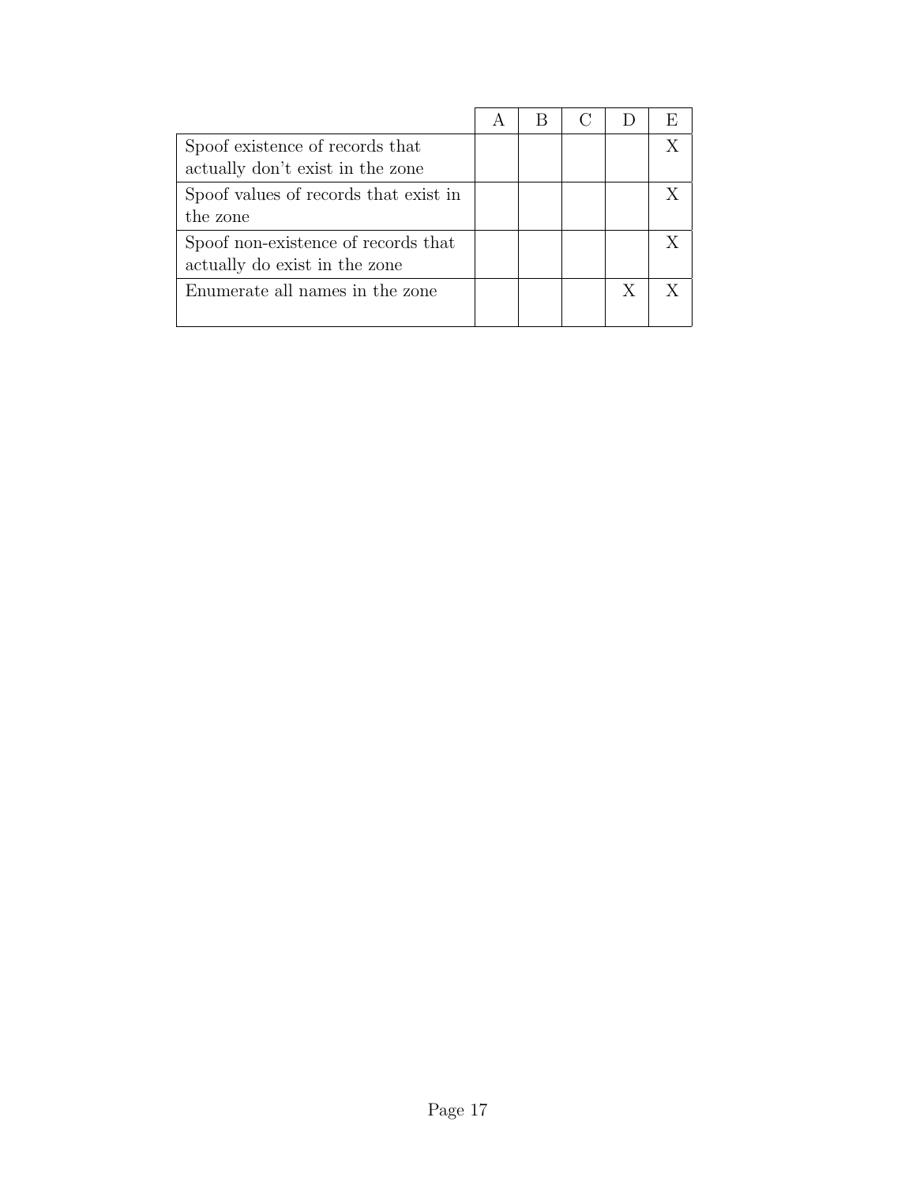| | A | B | C | D | E |
|---|---|---|---|---|---|
| Spoof existence of records that actually don't exist in the zone | | | | | X |
| Spoof values of records that exist in the zone | | | | | X |
| Spoof non-existence of records that actually do exist in the zone | | | | | X |
| Enumerate all names in the zone | | | | X | X |